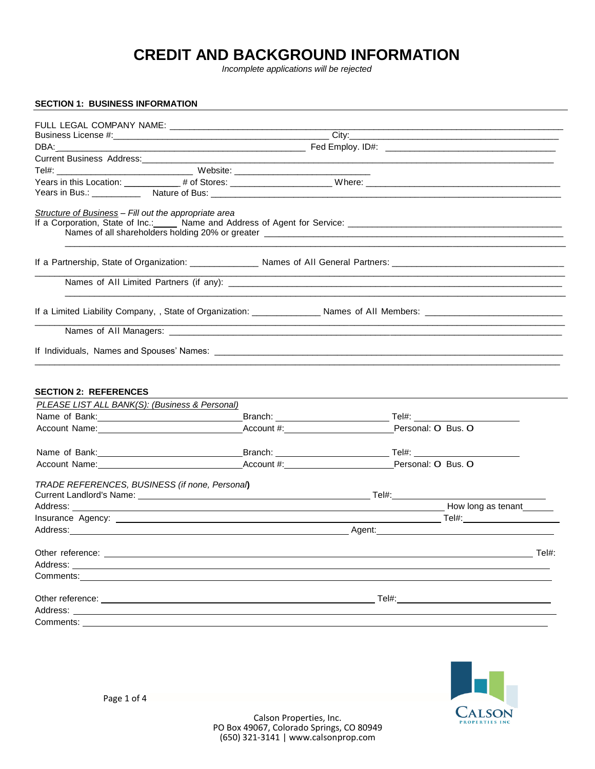# CREDIT AND BACKGROUND INFORMATION

*Incomplete applications will be rejected*

## SECTION 1: BUSINESS INFORMATION

FULL LEGAL COMPANY NAME: ______________________________________________

Business License #: ______________________ City: ______________________

DBA: ______________________ Fed Employ. ID#: ______________________

Current Business Address: ______________________________________________

Tel#: ______________________ Website: ______________________

Years in this Location: ___________ # of Stores: ___________ Where: ______________________

Years in Bus.: __________ Nature of Bus: ______________________________________________

*Structure of Business – Fill out the appropriate area*

If a Corporation, State of Inc.: _____ Name and Address of Agent for Service: ______________________

Names of all shareholders holding 20% or greater ______________________________________________

If a Partnership, State of Organization: _____________ Names of All General Partners: ______________________

Names of All Limited Partners (if any): ______________________________________________

If a Limited Liability Company, , State of Organization: _____________ Names of All Members: ______________________

Names of All Managers: ______________________________________________

If Individuals, Names and Spouses' Names: ______________________________________________

## SECTION 2: REFERENCES

*PLEASE LIST ALL BANK(S): (Business & Personal)*

Name of Bank: ______________________ Branch: ______________________ Tel#: ______________________

Account Name: ______________________ Account #: ______________________ Personal: O Bus. O

Name of Bank: ______________________ Branch: ______________________ Tel#: ______________________

Account Name: ______________________ Account #: ______________________ Personal: O Bus. O

*TRADE REFERENCES, BUSINESS (if none, Personal)*

Current Landlord's Name: ______________________ Tel#: ______________________

Address: ______________________________________________ How long as tenant______

Insurance Agency: ______________________ Tel#: ______________________

Address: ______________________ Agent: ______________________

Other reference: ______________________________________________ Tel#:

Address: ______________________________________________

Comments: ______________________________________________

Other reference: ______________________ Tel#: ______________________

Address: ______________________________________________

Comments: ______________________________________________

Calson Properties, Inc.
PO Box 49067, Colorado Springs, CO 80949
(650) 321-3141 | www.calsonprop.com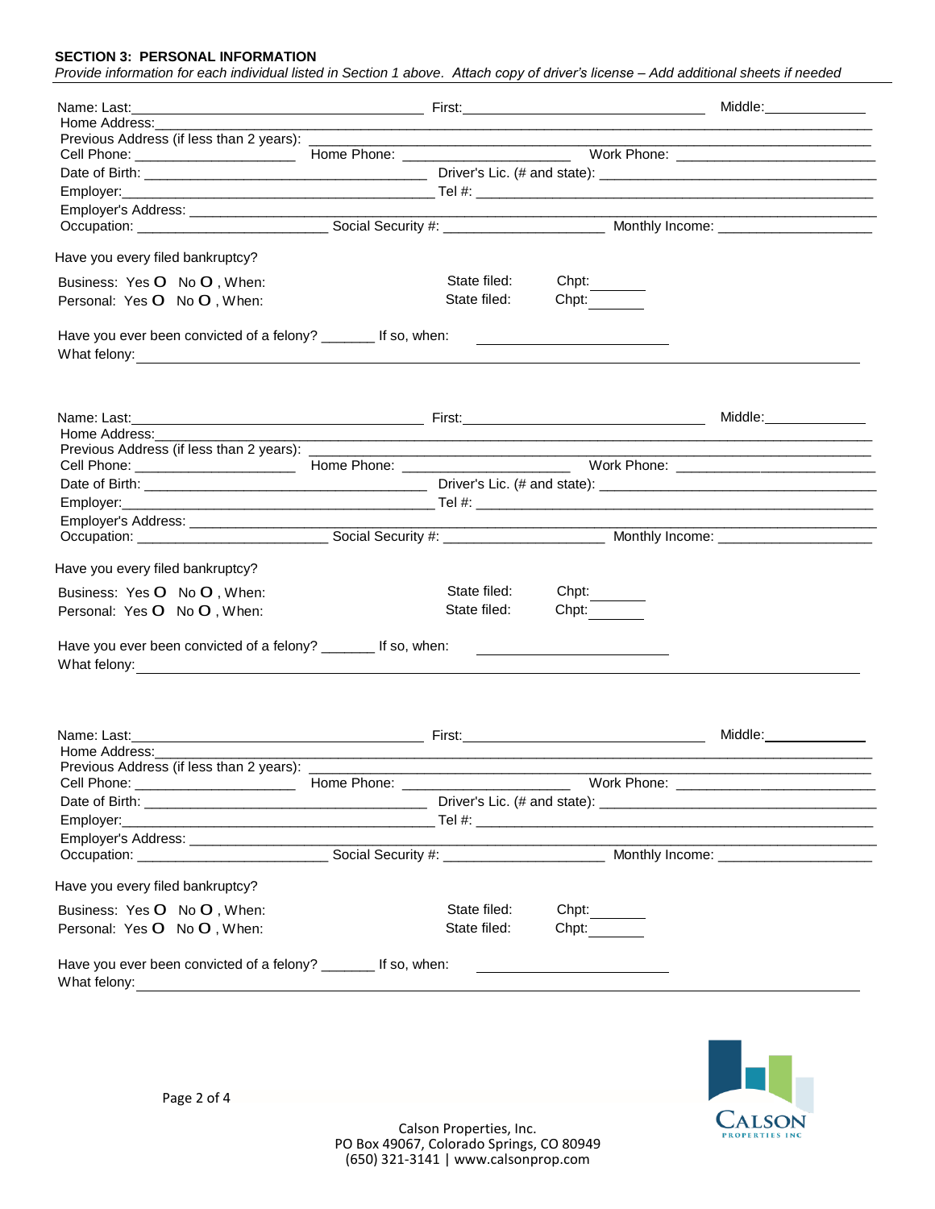**SECTION 3: PERSONAL INFORMATION**

*Provide information for each individual listed in Section 1 above. Attach copy of driver's license – Add additional sheets if needed*

Name: Last:____________________ First:____________________ Middle:__________
Home Address:________________________________________________
Previous Address (if less than 2 years): ________________________________
Cell Phone: ____________ Home Phone: ____________ Work Phone: ____________
Date of Birth: ____________________ Driver's Lic. (# and state): ____________________
Employer:____________________ Tel #: ____________________
Employer's Address: ________________________________________________
Occupation: ____________ Social Security #: ____________ Monthly Income: ____________

Have you every filed bankruptcy?

Business: Yes O No O , When: State filed: Chpt:______
Personal: Yes O No O , When: State filed: Chpt:______

Have you ever been convicted of a felony? _______ If so, when: ____________________
What felony:________________________________________________

Name: Last:____________________ First:____________________ Middle:__________
Home Address:________________________________________________
Previous Address (if less than 2 years): ________________________________
Cell Phone: ____________ Home Phone: ____________ Work Phone: ____________
Date of Birth: ____________________ Driver's Lic. (# and state): ____________________
Employer:____________________ Tel #: ____________________
Employer's Address: ________________________________________________
Occupation: ____________ Social Security #: ____________ Monthly Income: ____________

Have you every filed bankruptcy?

Business: Yes O No O , When: State filed: Chpt:______
Personal: Yes O No O , When: State filed: Chpt:______

Have you ever been convicted of a felony? _______ If so, when: ____________________
What felony:________________________________________________

Name: Last:____________________ First:____________________ Middle:__________
Home Address:________________________________________________
Previous Address (if less than 2 years): ________________________________
Cell Phone: ____________ Home Phone: ____________ Work Phone: ____________
Date of Birth: ____________________ Driver's Lic. (# and state): ____________________
Employer:____________________ Tel #: ____________________
Employer's Address: ________________________________________________
Occupation: ____________ Social Security #: ____________ Monthly Income: ____________

Have you every filed bankruptcy?

Business: Yes O No O , When: State filed: Chpt:______
Personal: Yes O No O , When: State filed: Chpt:______

Have you ever been convicted of a felony? _______ If so, when: ____________________
What felony:________________________________________________

Calson Properties, Inc.
PO Box 49067, Colorado Springs, CO 80949
(650) 321-3141 | www.calsonprop.com

CALSON PROPERTIES INC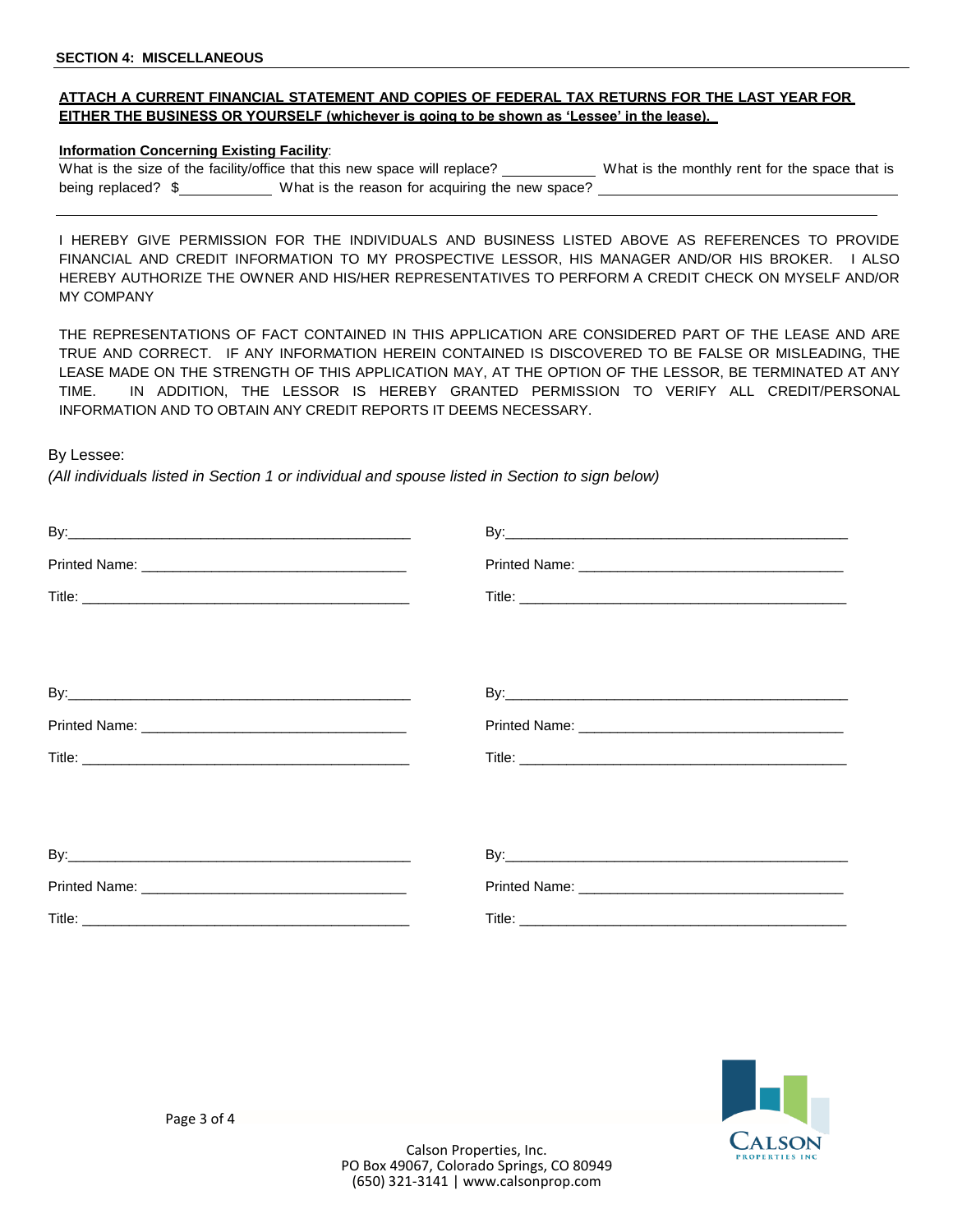**SECTION 4: MISCELLANEOUS**

**ATTACH A CURRENT FINANCIAL STATEMENT AND COPIES OF FEDERAL TAX RETURNS FOR THE LAST YEAR FOR EITHER THE BUSINESS OR YOURSELF (whichever is going to be shown as 'Lessee' in the lease).**

**Information Concerning Existing Facility**:

What is the size of the facility/office that this new space will replace? ____________ What is the monthly rent for the space that is being replaced? $____________ What is the reason for acquiring the new space? ________________________________________

________________________________________________________________________________

I HEREBY GIVE PERMISSION FOR THE INDIVIDUALS AND BUSINESS LISTED ABOVE AS REFERENCES TO PROVIDE FINANCIAL AND CREDIT INFORMATION TO MY PROSPECTIVE LESSOR, HIS MANAGER AND/OR HIS BROKER. I ALSO HEREBY AUTHORIZE THE OWNER AND HIS/HER REPRESENTATIVES TO PERFORM A CREDIT CHECK ON MYSELF AND/OR MY COMPANY

THE REPRESENTATIONS OF FACT CONTAINED IN THIS APPLICATION ARE CONSIDERED PART OF THE LEASE AND ARE TRUE AND CORRECT. IF ANY INFORMATION HEREIN CONTAINED IS DISCOVERED TO BE FALSE OR MISLEADING, THE LEASE MADE ON THE STRENGTH OF THIS APPLICATION MAY, AT THE OPTION OF THE LESSOR, BE TERMINATED AT ANY TIME. IN ADDITION, THE LESSOR IS HEREBY GRANTED PERMISSION TO VERIFY ALL CREDIT/PERSONAL INFORMATION AND TO OBTAIN ANY CREDIT REPORTS IT DEEMS NECESSARY.

By Lessee:

*(All individuals listed in Section 1 or individual and spouse listed in Section to sign below)*

By:_____________________________________________

Printed Name: __________________________________

Title: __________________________________________

By:_____________________________________________

Printed Name: __________________________________

Title: __________________________________________

By:_____________________________________________

Printed Name: __________________________________

Title: __________________________________________

By:_____________________________________________

Printed Name: __________________________________

Title: __________________________________________

By:_____________________________________________

Printed Name: __________________________________

Title: __________________________________________

By:_____________________________________________

Printed Name: __________________________________

Title: __________________________________________

Calson Properties, Inc.
PO Box 49067, Colorado Springs, CO 80949
(650) 321-3141 | www.calsonprop.com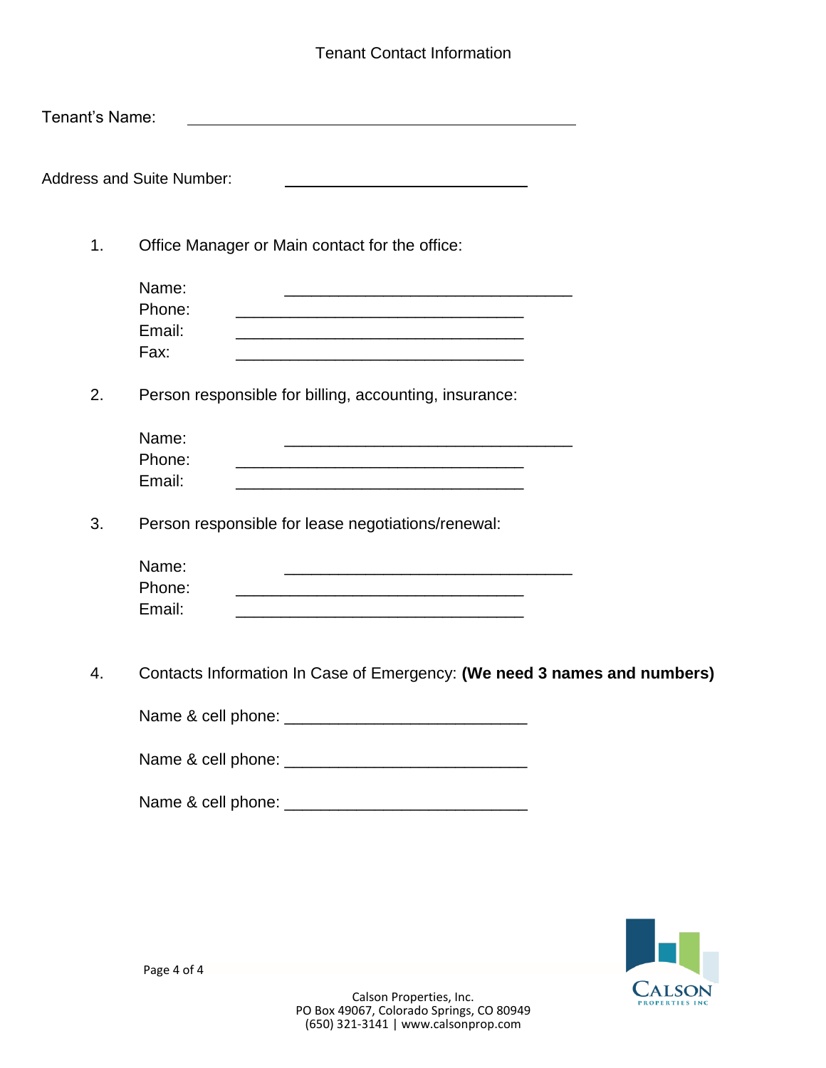# Tenant Contact Information

Tenant's Name: ______________________________________________

Address and Suite Number: ____________________________

1. Office Manager or Main contact for the office:

   Name: _________________________________
   Phone: _________________________________
   Email: _________________________________
   Fax: _________________________________

2. Person responsible for billing, accounting, insurance:

   Name: _________________________________
   Phone: _________________________________
   Email: _________________________________

3. Person responsible for lease negotiations/renewal:

   Name: _________________________________
   Phone: _________________________________
   Email: _________________________________

4. Contacts Information In Case of Emergency: **(We need 3 names and numbers)**

   Name & cell phone: ____________________________

   Name & cell phone: ____________________________

   Name & cell phone: ____________________________

Calson Properties, Inc.
PO Box 49067, Colorado Springs, CO 80949
(650) 321-3141 | www.calsonprop.com

CALSON PROPERTIES INC